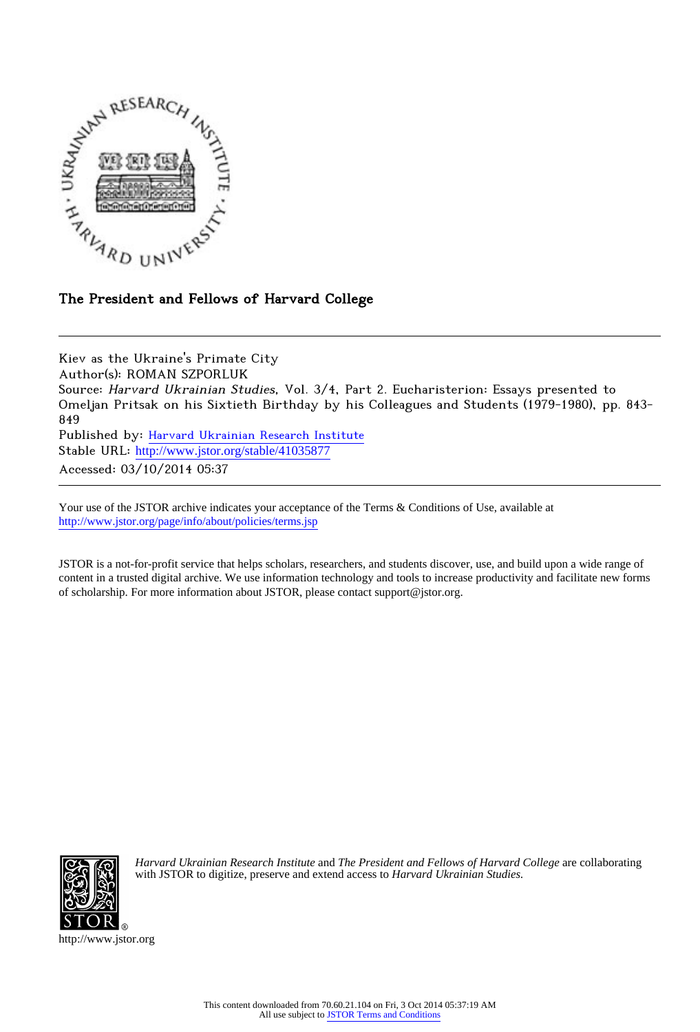The President and Fellows of Harvard College

---

Kiev as the Ukraine's Primate City
Author(s): ROMAN SZPORLUK
Source: *Harvard Ukrainian Studies*, Vol. 3/4, Part 2. Eucharisterion: Essays presented to Omeljan Pritsak on his Sixtieth Birthday by his Colleagues and Students (1979-1980), pp. 843-849
Published by: Harvard Ukrainian Research Institute
Stable URL: http://www.jstor.org/stable/41035877
Accessed: 03/10/2014 05:37

---

Your use of the JSTOR archive indicates your acceptance of the Terms & Conditions of Use, available at http://www.jstor.org/page/info/about/policies/terms.jsp

JSTOR is a not-for-profit service that helps scholars, researchers, and students discover, use, and build upon a wide range of content in a trusted digital archive. We use information technology and tools to increase productivity and facilitate new forms of scholarship. For more information about JSTOR, please contact support@jstor.org.

*Harvard Ukrainian Research Institute* and *The President and Fellows of Harvard College* are collaborating with JSTOR to digitize, preserve and extend access to *Harvard Ukrainian Studies.*

http://www.jstor.org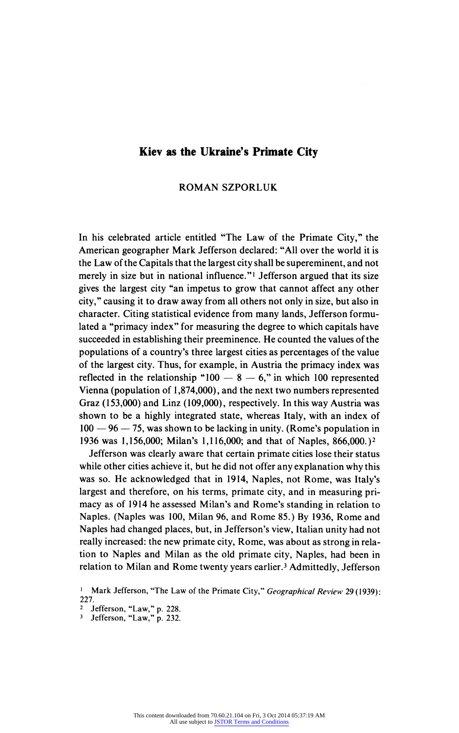# Kiev as the Ukraine's Primate City

ROMAN SZPORLUK

In his celebrated article entitled "The Law of the Primate City," the American geographer Mark Jefferson declared: "All over the world it is the Law of the Capitals that the largest city shall be supereminent, and not merely in size but in national influence."[1] Jefferson argued that its size gives the largest city "an impetus to grow that cannot affect any other city," causing it to draw away from all others not only in size, but also in character. Citing statistical evidence from many lands, Jefferson formulated a "primacy index" for measuring the degree to which capitals have succeeded in establishing their preeminence. He counted the values of the populations of a country's three largest cities as percentages of the value of the largest city. Thus, for example, in Austria the primacy index was reflected in the relationship "100 — 8 — 6," in which 100 represented Vienna (population of 1,874,000), and the next two numbers represented Graz (153,000) and Linz (109,000), respectively. In this way Austria was shown to be a highly integrated state, whereas Italy, with an index of 100 — 96 — 75, was shown to be lacking in unity. (Rome's population in 1936 was 1,156,000; Milan's 1,116,000; and that of Naples, 866,000.)[2]

Jefferson was clearly aware that certain primate cities lose their status while other cities achieve it, but he did not offer any explanation why this was so. He acknowledged that in 1914, Naples, not Rome, was Italy's largest and therefore, on his terms, primate city, and in measuring primacy as of 1914 he assessed Milan's and Rome's standing in relation to Naples. (Naples was 100, Milan 96, and Rome 85.) By 1936, Rome and Naples had changed places, but, in Jefferson's view, Italian unity had not really increased: the new primate city, Rome, was about as strong in relation to Naples and Milan as the old primate city, Naples, had been in relation to Milan and Rome twenty years earlier.[3] Admittedly, Jefferson

[1] Mark Jefferson, "The Law of the Primate City," *Geographical Review* 29 (1939): 227.

[2] Jefferson, "Law," p. 228.

[3] Jefferson, "Law," p. 232.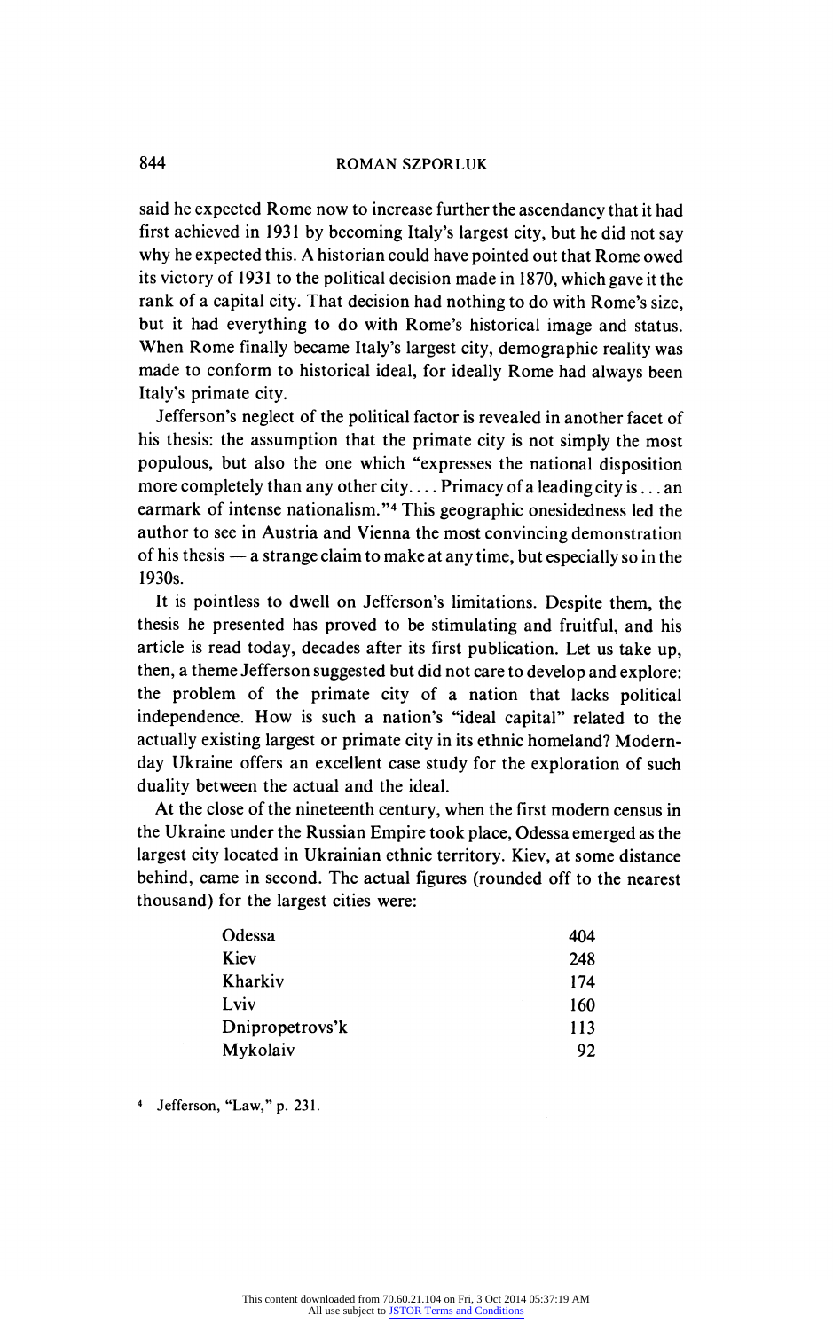said he expected Rome now to increase further the ascendancy that it had first achieved in 1931 by becoming Italy's largest city, but he did not say why he expected this. A historian could have pointed out that Rome owed its victory of 1931 to the political decision made in 1870, which gave it the rank of a capital city. That decision had nothing to do with Rome's size, but it had everything to do with Rome's historical image and status. When Rome finally became Italy's largest city, demographic reality was made to conform to historical ideal, for ideally Rome had always been Italy's primate city.

Jefferson's neglect of the political factor is revealed in another facet of his thesis: the assumption that the primate city is not simply the most populous, but also the one which "expresses the national disposition more completely than any other city.... Primacy of a leading city is... an earmark of intense nationalism."[4] This geographic onesidedness led the author to see in Austria and Vienna the most convincing demonstration of his thesis — a strange claim to make at any time, but especially so in the 1930s.

It is pointless to dwell on Jefferson's limitations. Despite them, the thesis he presented has proved to be stimulating and fruitful, and his article is read today, decades after its first publication. Let us take up, then, a theme Jefferson suggested but did not care to develop and explore: the problem of the primate city of a nation that lacks political independence. How is such a nation's "ideal capital" related to the actually existing largest or primate city in its ethnic homeland? Modern-day Ukraine offers an excellent case study for the exploration of such duality between the actual and the ideal.

At the close of the nineteenth century, when the first modern census in the Ukraine under the Russian Empire took place, Odessa emerged as the largest city located in Ukrainian ethnic territory. Kiev, at some distance behind, came in second. The actual figures (rounded off to the nearest thousand) for the largest cities were:

| | |
|---|---|
| Odessa | 404 |
| Kiev | 248 |
| Kharkiv | 174 |
| Lviv | 160 |
| Dnipropetrovs'k | 113 |
| Mykolaiv | 92 |

[4] Jefferson, "Law," p. 231.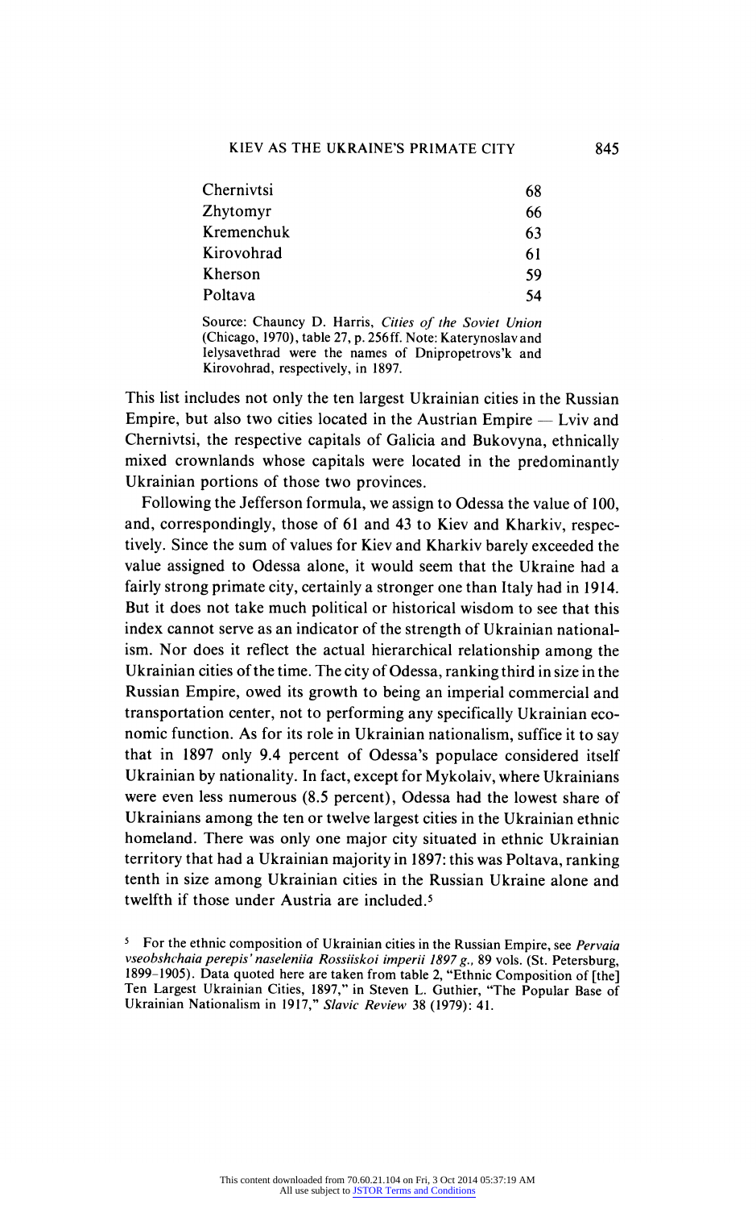| | |
|---|---|
| Chernivtsi | 68 |
| Zhytomyr | 66 |
| Kremenchuk | 63 |
| Kirovohrad | 61 |
| Kherson | 59 |
| Poltava | 54 |

Source: Chauncy D. Harris, *Cities of the Soviet Union* (Chicago, 1970), table 27, p. 256ff. Note: Katerynoslav and Ielysavethrad were the names of Dnipropetrovs'k and Kirovohrad, respectively, in 1897.

This list includes not only the ten largest Ukrainian cities in the Russian Empire, but also two cities located in the Austrian Empire — Lviv and Chernivtsi, the respective capitals of Galicia and Bukovyna, ethnically mixed crownlands whose capitals were located in the predominantly Ukrainian portions of those two provinces.

Following the Jefferson formula, we assign to Odessa the value of 100, and, correspondingly, those of 61 and 43 to Kiev and Kharkiv, respectively. Since the sum of values for Kiev and Kharkiv barely exceeded the value assigned to Odessa alone, it would seem that the Ukraine had a fairly strong primate city, certainly a stronger one than Italy had in 1914. But it does not take much political or historical wisdom to see that this index cannot serve as an indicator of the strength of Ukrainian nationalism. Nor does it reflect the actual hierarchical relationship among the Ukrainian cities of the time. The city of Odessa, ranking third in size in the Russian Empire, owed its growth to being an imperial commercial and transportation center, not to performing any specifically Ukrainian economic function. As for its role in Ukrainian nationalism, suffice it to say that in 1897 only 9.4 percent of Odessa's populace considered itself Ukrainian by nationality. In fact, except for Mykolaiv, where Ukrainians were even less numerous (8.5 percent), Odessa had the lowest share of Ukrainians among the ten or twelve largest cities in the Ukrainian ethnic homeland. There was only one major city situated in ethnic Ukrainian territory that had a Ukrainian majority in 1897: this was Poltava, ranking tenth in size among Ukrainian cities in the Russian Ukraine alone and twelfth if those under Austria are included.[5]

[5] For the ethnic composition of Ukrainian cities in the Russian Empire, see *Pervaia vseobshchaia perepis' naseleniia Rossiiskoi imperii 1897 g.*, 89 vols. (St. Petersburg, 1899–1905). Data quoted here are taken from table 2, "Ethnic Composition of [the] Ten Largest Ukrainian Cities, 1897," in Steven L. Guthier, "The Popular Base of Ukrainian Nationalism in 1917," *Slavic Review* 38 (1979): 41.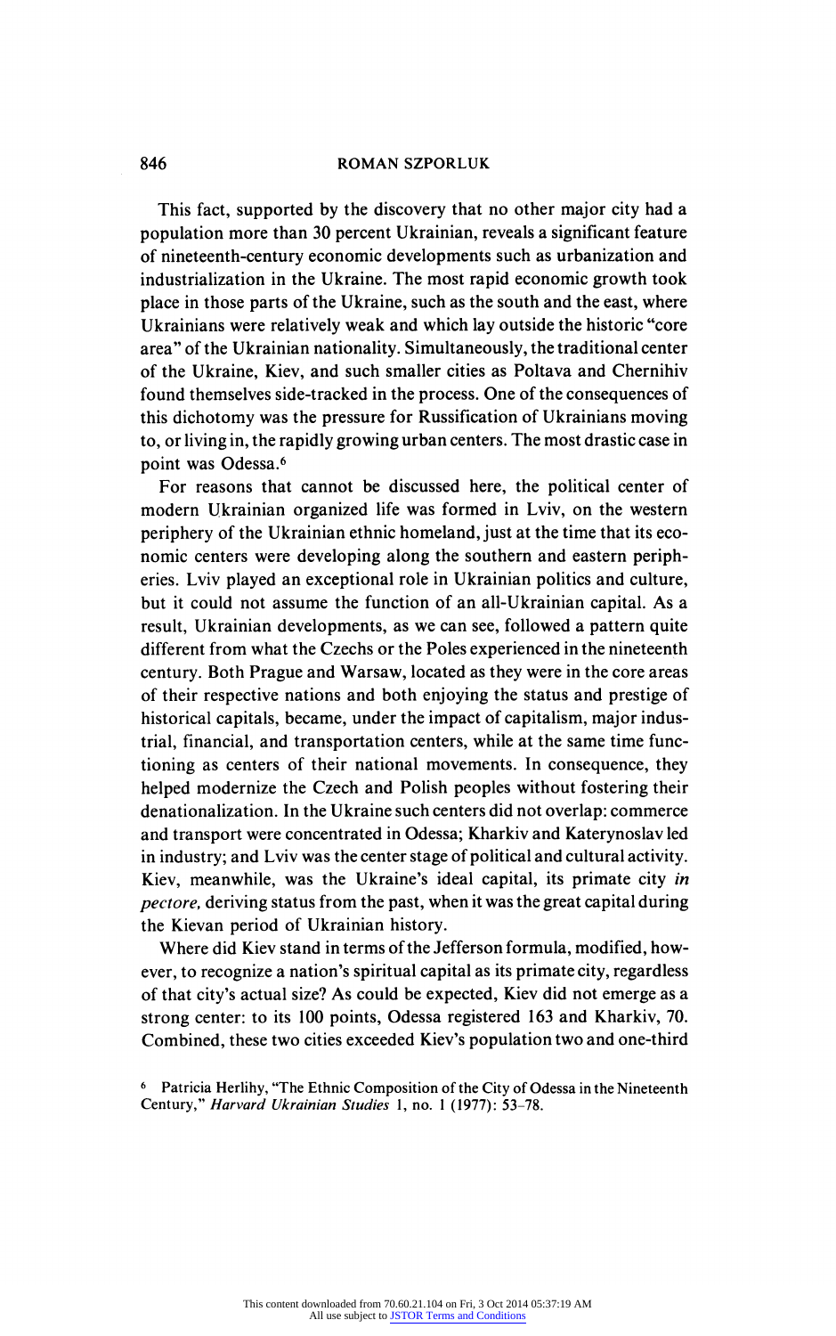This fact, supported by the discovery that no other major city had a population more than 30 percent Ukrainian, reveals a significant feature of nineteenth-century economic developments such as urbanization and industrialization in the Ukraine. The most rapid economic growth took place in those parts of the Ukraine, such as the south and the east, where Ukrainians were relatively weak and which lay outside the historic "core area" of the Ukrainian nationality. Simultaneously, the traditional center of the Ukraine, Kiev, and such smaller cities as Poltava and Chernihiv found themselves side-tracked in the process. One of the consequences of this dichotomy was the pressure for Russification of Ukrainians moving to, or living in, the rapidly growing urban centers. The most drastic case in point was Odessa.[6]

For reasons that cannot be discussed here, the political center of modern Ukrainian organized life was formed in Lviv, on the western periphery of the Ukrainian ethnic homeland, just at the time that its economic centers were developing along the southern and eastern peripheries. Lviv played an exceptional role in Ukrainian politics and culture, but it could not assume the function of an all-Ukrainian capital. As a result, Ukrainian developments, as we can see, followed a pattern quite different from what the Czechs or the Poles experienced in the nineteenth century. Both Prague and Warsaw, located as they were in the core areas of their respective nations and both enjoying the status and prestige of historical capitals, became, under the impact of capitalism, major industrial, financial, and transportation centers, while at the same time functioning as centers of their national movements. In consequence, they helped modernize the Czech and Polish peoples without fostering their denationalization. In the Ukraine such centers did not overlap: commerce and transport were concentrated in Odessa; Kharkiv and Katerynoslav led in industry; and Lviv was the center stage of political and cultural activity. Kiev, meanwhile, was the Ukraine's ideal capital, its primate city *in pectore,* deriving status from the past, when it was the great capital during the Kievan period of Ukrainian history.

Where did Kiev stand in terms of the Jefferson formula, modified, however, to recognize a nation's spiritual capital as its primate city, regardless of that city's actual size? As could be expected, Kiev did not emerge as a strong center: to its 100 points, Odessa registered 163 and Kharkiv, 70. Combined, these two cities exceeded Kiev's population two and one-third

[6] Patricia Herlihy, "The Ethnic Composition of the City of Odessa in the Nineteenth Century," *Harvard Ukrainian Studies* 1, no. 1 (1977): 53–78.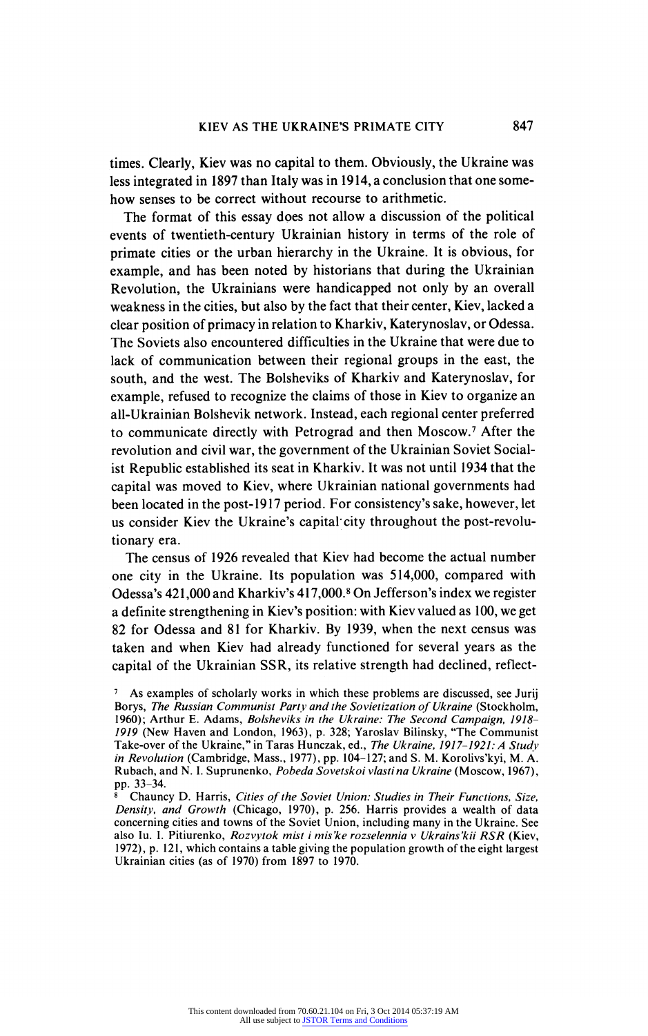times. Clearly, Kiev was no capital to them. Obviously, the Ukraine was less integrated in 1897 than Italy was in 1914, a conclusion that one somehow senses to be correct without recourse to arithmetic.

The format of this essay does not allow a discussion of the political events of twentieth-century Ukrainian history in terms of the role of primate cities or the urban hierarchy in the Ukraine. It is obvious, for example, and has been noted by historians that during the Ukrainian Revolution, the Ukrainians were handicapped not only by an overall weakness in the cities, but also by the fact that their center, Kiev, lacked a clear position of primacy in relation to Kharkiv, Katerynoslav, or Odessa. The Soviets also encountered difficulties in the Ukraine that were due to lack of communication between their regional groups in the east, the south, and the west. The Bolsheviks of Kharkiv and Katerynoslav, for example, refused to recognize the claims of those in Kiev to organize an all-Ukrainian Bolshevik network. Instead, each regional center preferred to communicate directly with Petrograd and then Moscow.[7] After the revolution and civil war, the government of the Ukrainian Soviet Socialist Republic established its seat in Kharkiv. It was not until 1934 that the capital was moved to Kiev, where Ukrainian national governments had been located in the post-1917 period. For consistency's sake, however, let us consider Kiev the Ukraine's capital city throughout the post-revolutionary era.

The census of 1926 revealed that Kiev had become the actual number one city in the Ukraine. Its population was 514,000, compared with Odessa's 421,000 and Kharkiv's 417,000.[8] On Jefferson's index we register a definite strengthening in Kiev's position: with Kiev valued as 100, we get 82 for Odessa and 81 for Kharkiv. By 1939, when the next census was taken and when Kiev had already functioned for several years as the capital of the Ukrainian SSR, its relative strength had declined, reflect-

[7] As examples of scholarly works in which these problems are discussed, see Jurij Borys, *The Russian Communist Party and the Sovietization of Ukraine* (Stockholm, 1960); Arthur E. Adams, *Bolsheviks in the Ukraine: The Second Campaign, 1918–1919* (New Haven and London, 1963), p. 328; Yaroslav Bilinsky, "The Communist Take-over of the Ukraine," in Taras Hunczak, ed., *The Ukraine, 1917–1921: A Study in Revolution* (Cambridge, Mass., 1977), pp. 104–127; and S. M. Korolivs'kyi, M. A. Rubach, and N. I. Suprunenko, *Pobeda Sovetskoi vlasti na Ukraine* (Moscow, 1967), pp. 33–34.

[8] Chauncy D. Harris, *Cities of the Soviet Union: Studies in Their Functions, Size, Density, and Growth* (Chicago, 1970), p. 256. Harris provides a wealth of data concerning cities and towns of the Soviet Union, including many in the Ukraine. See also Iu. I. Pitiurenko, *Rozvytok mist i mis'ke rozselennia v Ukrains'kii RSR* (Kiev, 1972), p. 121, which contains a table giving the population growth of the eight largest Ukrainian cities (as of 1970) from 1897 to 1970.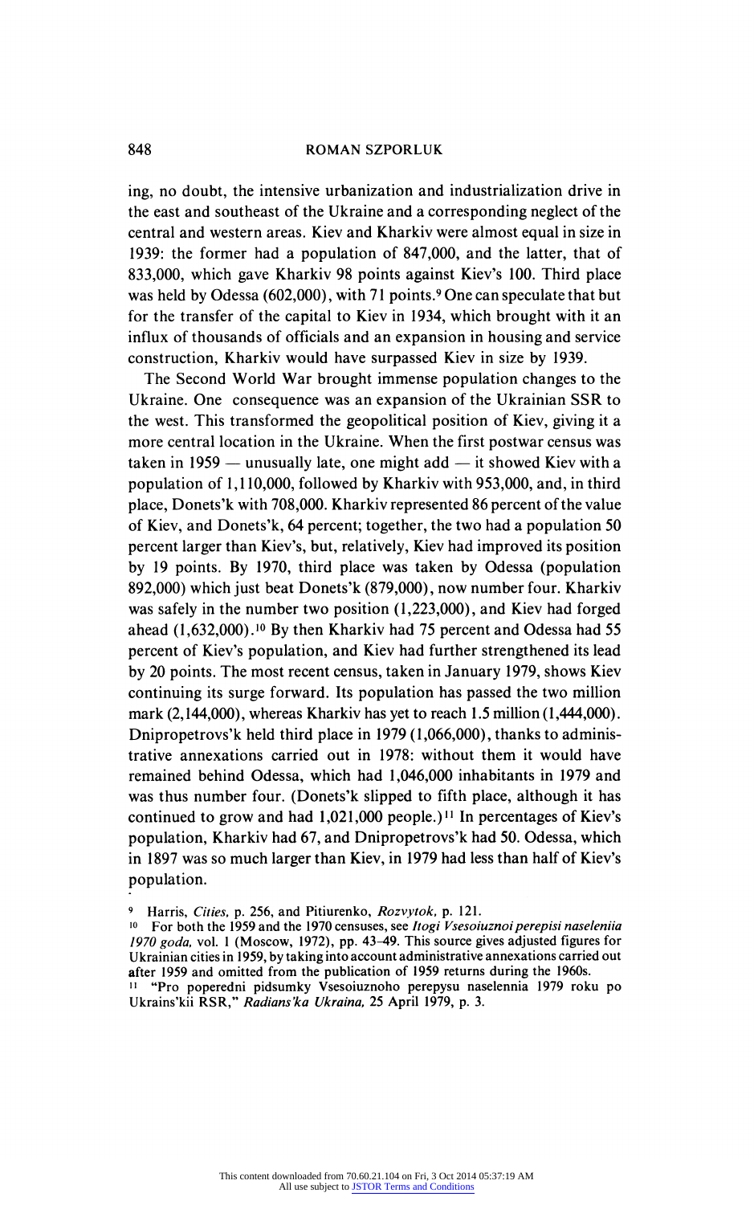ing, no doubt, the intensive urbanization and industrialization drive in the east and southeast of the Ukraine and a corresponding neglect of the central and western areas. Kiev and Kharkiv were almost equal in size in 1939: the former had a population of 847,000, and the latter, that of 833,000, which gave Kharkiv 98 points against Kiev's 100. Third place was held by Odessa (602,000), with 71 points.[9] One can speculate that but for the transfer of the capital to Kiev in 1934, which brought with it an influx of thousands of officials and an expansion in housing and service construction, Kharkiv would have surpassed Kiev in size by 1939.

The Second World War brought immense population changes to the Ukraine. One consequence was an expansion of the Ukrainian SSR to the west. This transformed the geopolitical position of Kiev, giving it a more central location in the Ukraine. When the first postwar census was taken in 1959 — unusually late, one might add — it showed Kiev with a population of 1,110,000, followed by Kharkiv with 953,000, and, in third place, Donets'k with 708,000. Kharkiv represented 86 percent of the value of Kiev, and Donets'k, 64 percent; together, the two had a population 50 percent larger than Kiev's, but, relatively, Kiev had improved its position by 19 points. By 1970, third place was taken by Odessa (population 892,000) which just beat Donets'k (879,000), now number four. Kharkiv was safely in the number two position (1,223,000), and Kiev had forged ahead (1,632,000).[10] By then Kharkiv had 75 percent and Odessa had 55 percent of Kiev's population, and Kiev had further strengthened its lead by 20 points. The most recent census, taken in January 1979, shows Kiev continuing its surge forward. Its population has passed the two million mark (2,144,000), whereas Kharkiv has yet to reach 1.5 million (1,444,000). Dnipropetrovs'k held third place in 1979 (1,066,000), thanks to administrative annexations carried out in 1978: without them it would have remained behind Odessa, which had 1,046,000 inhabitants in 1979 and was thus number four. (Donets'k slipped to fifth place, although it has continued to grow and had 1,021,000 people.)[11] In percentages of Kiev's population, Kharkiv had 67, and Dnipropetrovs'k had 50. Odessa, which in 1897 was so much larger than Kiev, in 1979 had less than half of Kiev's population.

---

[9] Harris, *Cities*, p. 256, and Pitiurenko, *Rozvytok*, p. 121.

[10] For both the 1959 and the 1970 censuses, see *Itogi Vsesoiuznoi perepisi naseleniia 1970 goda*, vol. 1 (Moscow, 1972), pp. 43–49. This source gives adjusted figures for Ukrainian cities in 1959, by taking into account administrative annexations carried out after 1959 and omitted from the publication of 1959 returns during the 1960s.

[11] "Pro poperedni pidsumky Vsesoiuznoho perepysu naselennia 1979 roku po Ukrains'kii RSR," *Radians'ka Ukraina*, 25 April 1979, p. 3.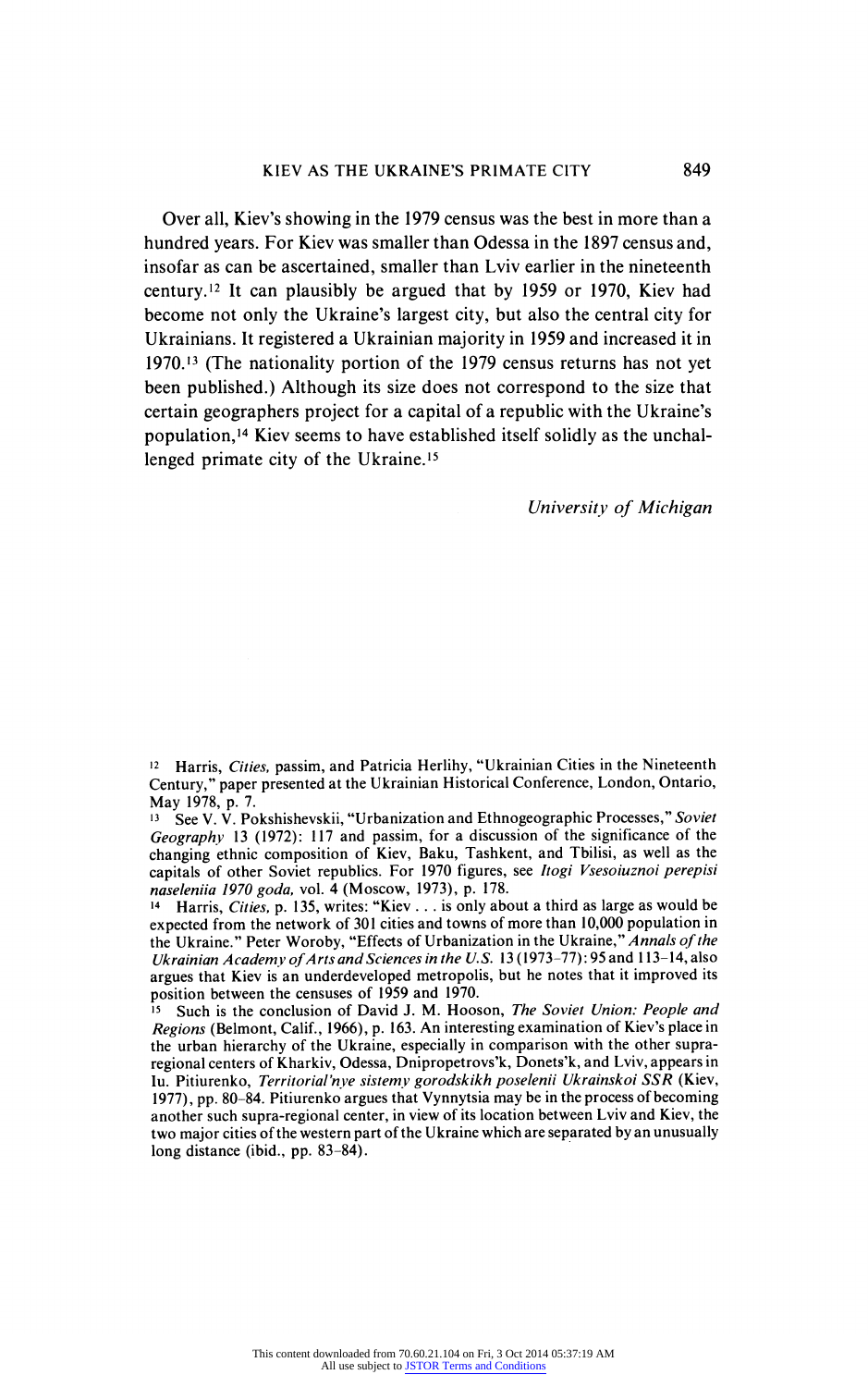Over all, Kiev's showing in the 1979 census was the best in more than a hundred years. For Kiev was smaller than Odessa in the 1897 census and, insofar as can be ascertained, smaller than Lviv earlier in the nineteenth century.[12] It can plausibly be argued that by 1959 or 1970, Kiev had become not only the Ukraine's largest city, but also the central city for Ukrainians. It registered a Ukrainian majority in 1959 and increased it in 1970.[13] (The nationality portion of the 1979 census returns has not yet been published.) Although its size does not correspond to the size that certain geographers project for a capital of a republic with the Ukraine's population,[14] Kiev seems to have established itself solidly as the unchallenged primate city of the Ukraine.[15]

*University of Michigan*

---

[12] Harris, *Cities*, passim, and Patricia Herlihy, "Ukrainian Cities in the Nineteenth Century," paper presented at the Ukrainian Historical Conference, London, Ontario, May 1978, p. 7.

[13] See V. V. Pokshishevskii, "Urbanization and Ethnogeographic Processes," *Soviet Geography* 13 (1972): 117 and passim, for a discussion of the significance of the changing ethnic composition of Kiev, Baku, Tashkent, and Tbilisi, as well as the capitals of other Soviet republics. For 1970 figures, see *Itogi Vsesoiuznoi perepisi naseleniia 1970 goda*, vol. 4 (Moscow, 1973), p. 178.

[14] Harris, *Cities*, p. 135, writes: "Kiev . . . is only about a third as large as would be expected from the network of 301 cities and towns of more than 10,000 population in the Ukraine." Peter Woroby, "Effects of Urbanization in the Ukraine," *Annals of the Ukrainian Academy of Arts and Sciences in the U.S.* 13 (1973–77): 95 and 113–14, also argues that Kiev is an underdeveloped metropolis, but he notes that it improved its position between the censuses of 1959 and 1970.

[15] Such is the conclusion of David J. M. Hooson, *The Soviet Union: People and Regions* (Belmont, Calif., 1966), p. 163. An interesting examination of Kiev's place in the urban hierarchy of the Ukraine, especially in comparison with the other supra-regional centers of Kharkiv, Odessa, Dnipropetrovs'k, Donets'k, and Lviv, appears in Iu. Pitiurenko, *Territorial'nye sistemy gorodskikh poselenii Ukrainskoi SSR* (Kiev, 1977), pp. 80–84. Pitiurenko argues that Vynnytsia may be in the process of becoming another such supra-regional center, in view of its location between Lviv and Kiev, the two major cities of the western part of the Ukraine which are separated by an unusually long distance (ibid., pp. 83–84).